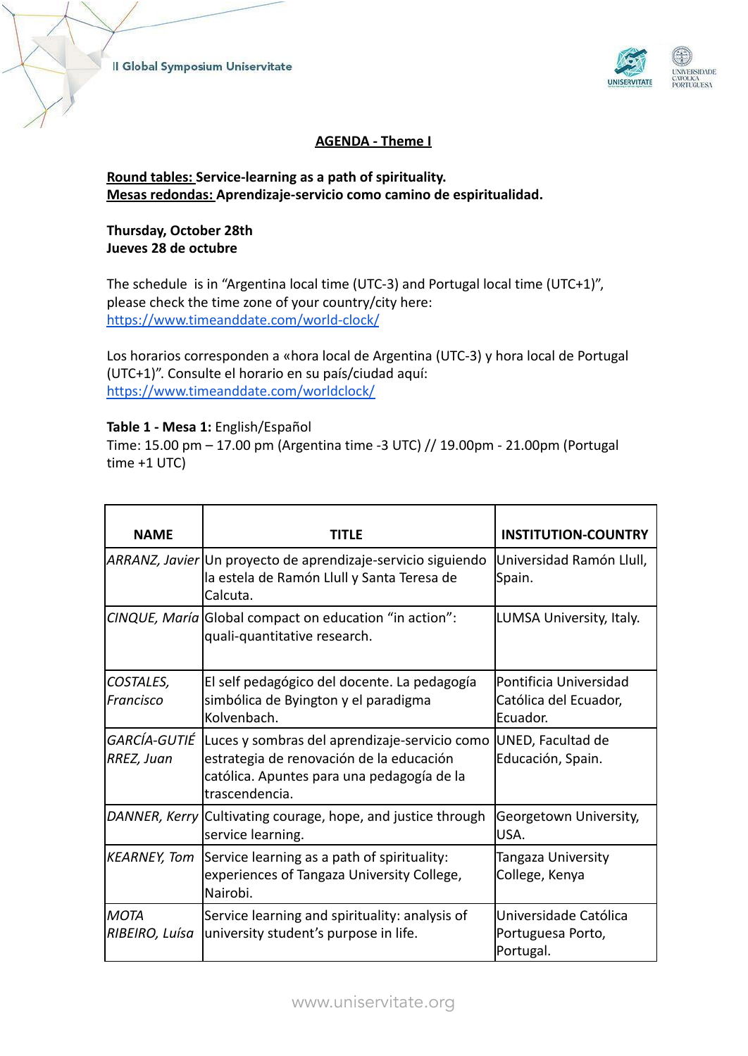## AGENDA - Theme I

**Round tables: Service-learning as a path of spirituality.**
**Mesas redondas: Aprendizaje-servicio como camino de espiritualidad.**

**Thursday, October 28th**
**Jueves 28 de octubre**

The schedule is in "Argentina local time (UTC-3) and Portugal local time (UTC+1)", please check the time zone of your country/city here: https://www.timeanddate.com/world-clock/

Los horarios corresponden a «hora local de Argentina (UTC-3) y hora local de Portugal (UTC+1)". Consulte el horario en su país/ciudad aquí: https://www.timeanddate.com/worldclock/

**Table 1 - Mesa 1:** English/Español
Time: 15.00 pm – 17.00 pm (Argentina time -3 UTC) // 19.00pm - 21.00pm (Portugal time +1 UTC)

| NAME | TITLE | INSTITUTION-COUNTRY |
|---|---|---|
| *ARRANZ, Javier* | Un proyecto de aprendizaje-servicio siguiendo la estela de Ramón Llull y Santa Teresa de Calcuta. | Universidad Ramón Llull, Spain. |
| *CINQUE, María* | Global compact on education "in action": quali-quantitative research. | LUMSA University, Italy. |
| *COSTALES, Francisco* | El self pedagógico del docente. La pedagogía simbólica de Byington y el paradigma Kolvenbach. | Pontificia Universidad Católica del Ecuador, Ecuador. |
| *GARCÍA-GUTIÉRREZ, Juan* | Luces y sombras del aprendizaje-servicio como estrategia de renovación de la educación católica. Apuntes para una pedagogía de la trascendencia. | UNED, Facultad de Educación, Spain. |
| *DANNER, Kerry* | Cultivating courage, hope, and justice through service learning. | Georgetown University, USA. |
| *KEARNEY, Tom* | Service learning as a path of spirituality: experiences of Tangaza University College, Nairobi. | Tangaza University College, Kenya |
| *MOTA RIBEIRO, Luísa* | Service learning and spirituality: analysis of university student's purpose in life. | Universidade Católica Portuguesa Porto, Portugal. |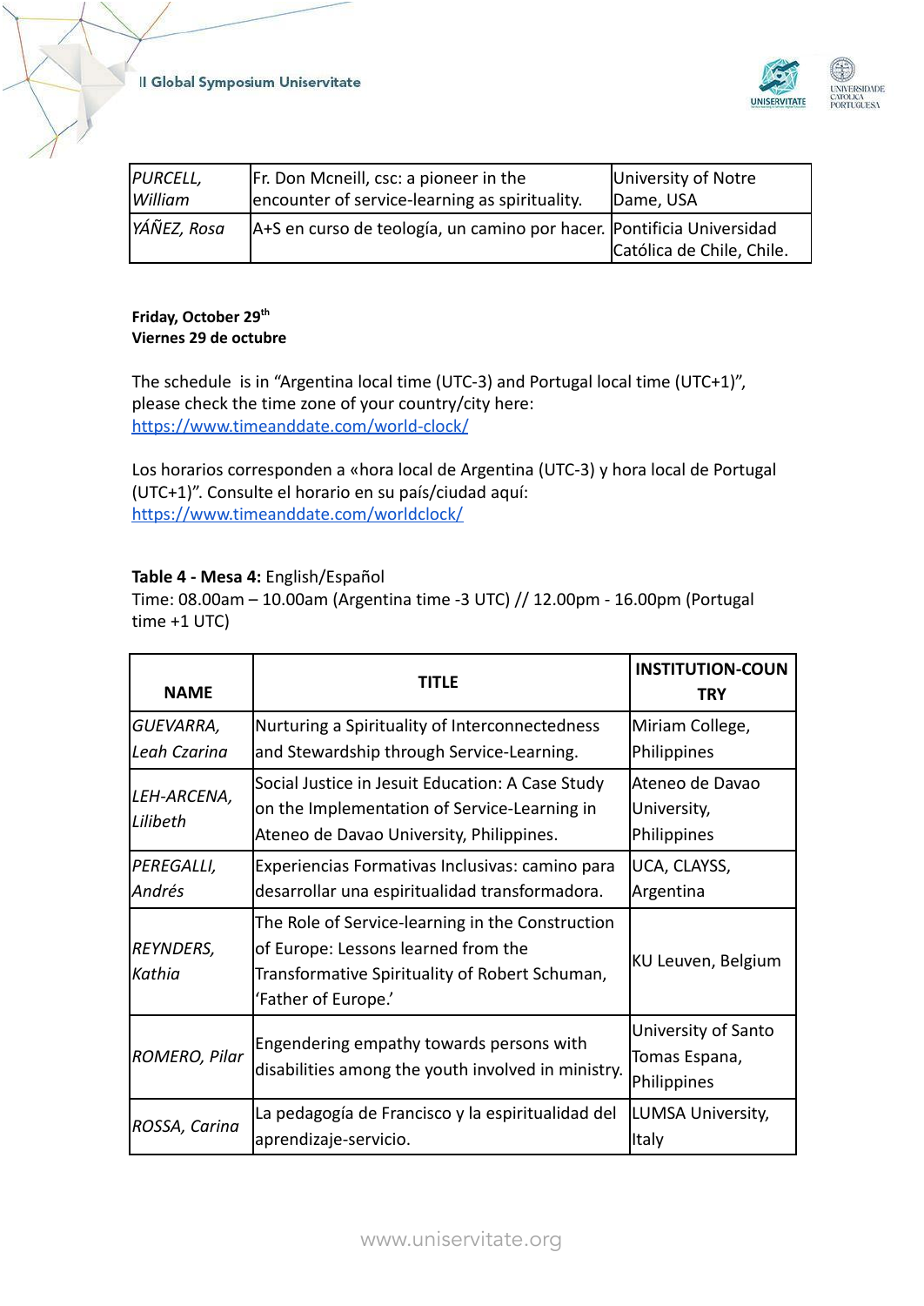| | | |
|---|---|---|
| *PURCELL, William* | Fr. Don Mcneill, csc: a pioneer in the encounter of service-learning as spirituality. | University of Notre Dame, USA |
| *YÁÑEZ, Rosa* | A+S en curso de teología, un camino por hacer. | Pontificia Universidad Católica de Chile, Chile. |

**Friday, October 29th**
**Viernes 29 de octubre**

The schedule is in "Argentina local time (UTC-3) and Portugal local time (UTC+1)", please check the time zone of your country/city here: https://www.timeanddate.com/world-clock/

Los horarios corresponden a «hora local de Argentina (UTC-3) y hora local de Portugal (UTC+1)". Consulte el horario en su país/ciudad aquí: https://www.timeanddate.com/worldclock/

**Table 4 - Mesa 4:** English/Español
Time: 08.00am – 10.00am (Argentina time -3 UTC) // 12.00pm - 16.00pm (Portugal time +1 UTC)

| NAME | TITLE | INSTITUTION-COUNTRY |
|---|---|---|
| *GUEVARRA, Leah Czarina* | Nurturing a Spirituality of Interconnectedness and Stewardship through Service-Learning. | Miriam College, Philippines |
| *LEH-ARCENA, Lilibeth* | Social Justice in Jesuit Education: A Case Study on the Implementation of Service-Learning in Ateneo de Davao University, Philippines. | Ateneo de Davao University, Philippines |
| *PEREGALLI, Andrés* | Experiencias Formativas Inclusivas: camino para desarrollar una espiritualidad transformadora. | UCA, CLAYSS, Argentina |
| *REYNDERS, Kathia* | The Role of Service-learning in the Construction of Europe: Lessons learned from the Transformative Spirituality of Robert Schuman, 'Father of Europe.' | KU Leuven, Belgium |
| *ROMERO, Pilar* | Engendering empathy towards persons with disabilities among the youth involved in ministry. | University of Santo Tomas Espana, Philippines |
| *ROSSA, Carina* | La pedagogía de Francisco y la espiritualidad del aprendizaje-servicio. | LUMSA University, Italy |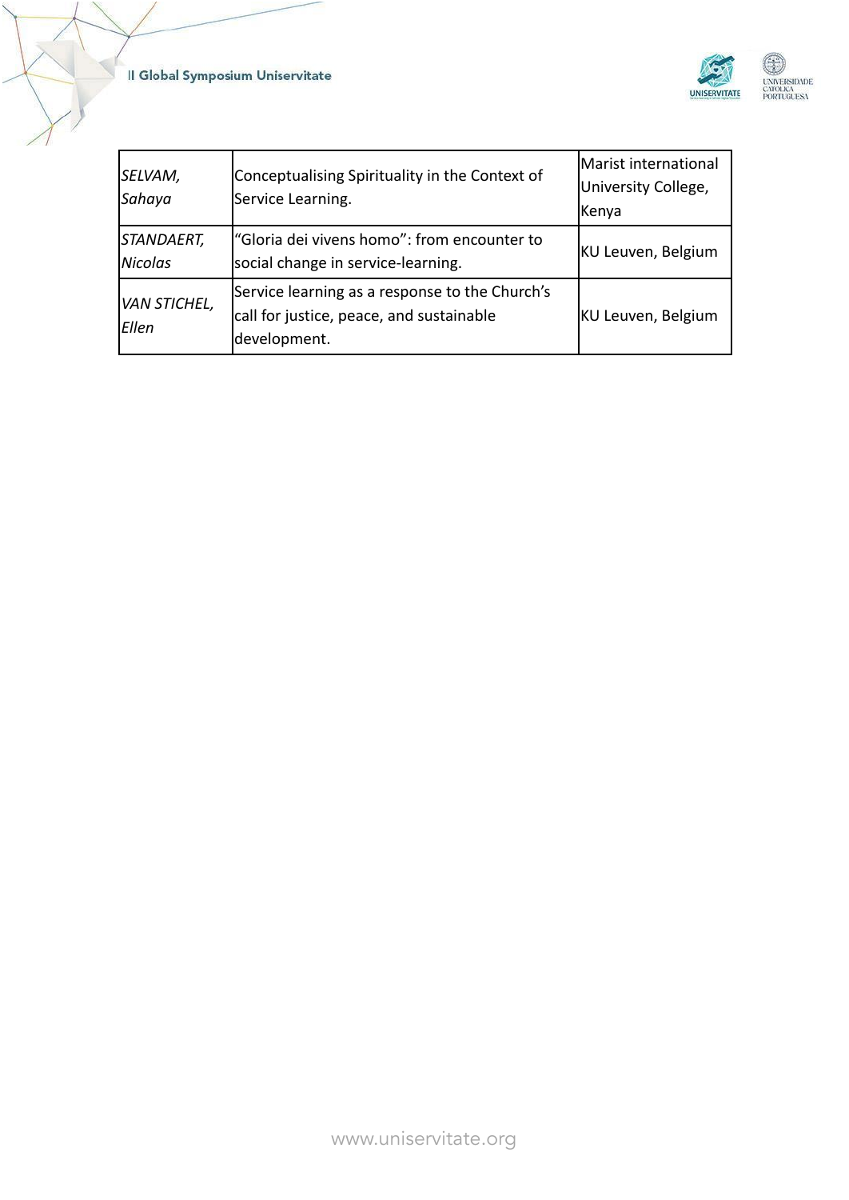| | | |
|---|---|---|
| *SELVAM, Sahaya* | Conceptualising Spirituality in the Context of Service Learning. | Marist international University College, Kenya |
| *STANDAERT, Nicolas* | "Gloria dei vivens homo": from encounter to social change in service-learning. | KU Leuven, Belgium |
| *VAN STICHEL, Ellen* | Service learning as a response to the Church's call for justice, peace, and sustainable development. | KU Leuven, Belgium |